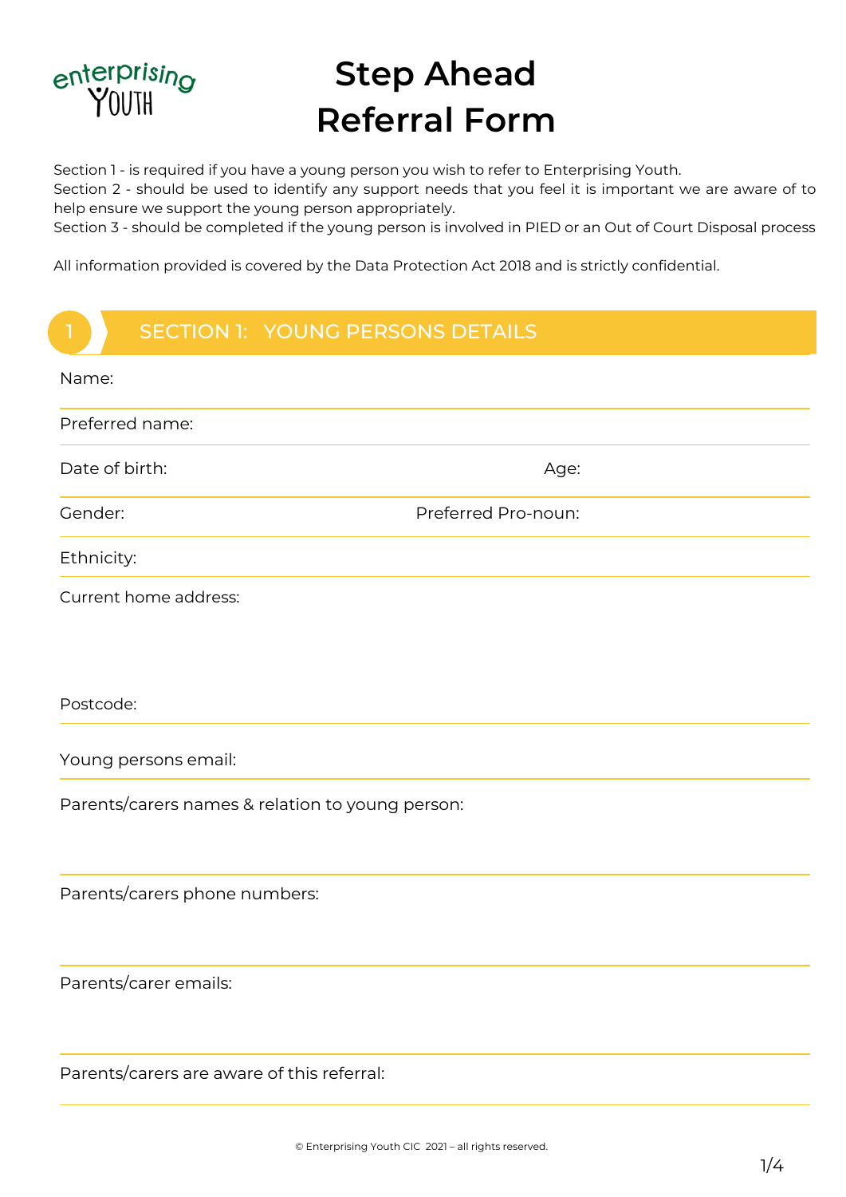enterprising YOUTH

# Step Ahead Referral Form

Section 1 - is required if you have a young person you wish to refer to Enterprising Youth.
Section 2 - should be used to identify any support needs that you feel it is important we are aware of to help ensure we support the young person appropriately.
Section 3 - should be completed if the young person is involved in PIED or an Out of Court Disposal process

All information provided is covered by the Data Protection Act 2018 and is strictly confidential.

## 1 SECTION 1: YOUNG PERSONS DETAILS

Name:

Preferred name:

Date of birth: Age:

Gender: Preferred Pro-noun:

Ethnicity:

Current home address:

Postcode:

Young persons email:

Parents/carers names & relation to young person:

Parents/carers phone numbers:

Parents/carer emails:

Parents/carers are aware of this referral:

© Enterprising Youth CIC 2021 – all rights reserved.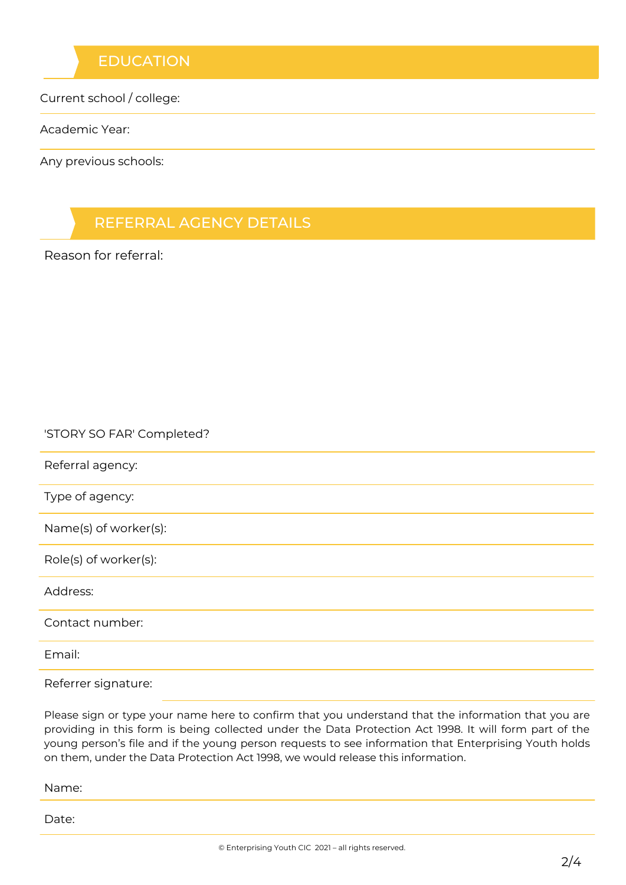## EDUCATION

Current school / college:

Academic Year:

Any previous schools:

## REFERRAL AGENCY DETAILS

Reason for referral:

'STORY SO FAR' Completed?

Referral agency:

Type of agency:

Name(s) of worker(s):

Role(s) of worker(s):

Address:

Contact number:

Email:

Referrer signature:

Please sign or type your name here to confirm that you understand that the information that you are providing in this form is being collected under the Data Protection Act 1998. It will form part of the young person's file and if the young person requests to see information that Enterprising Youth holds on them, under the Data Protection Act 1998, we would release this information.

Name:

Date:

© Enterprising Youth CIC 2021 – all rights reserved.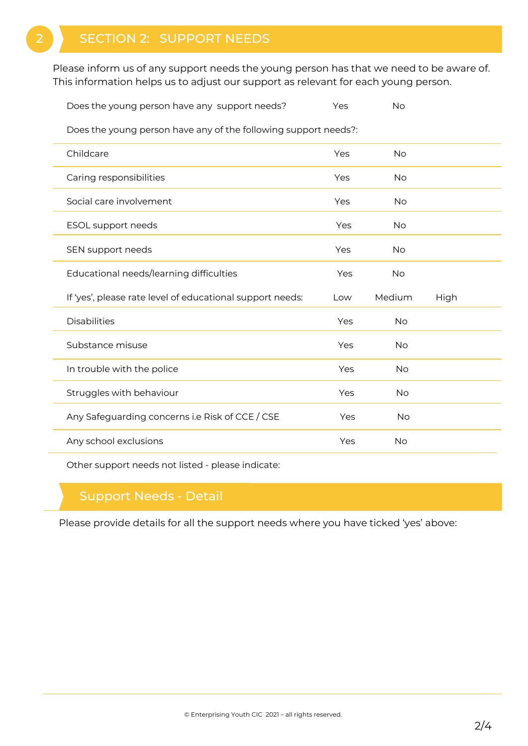## 2 SECTION 2: SUPPORT NEEDS

Please inform us of any support needs the young person has that we need to be aware of. This information helps us to adjust our support as relevant for each young person.

Does the young person have any support needs? Yes No

Does the young person have any of the following support needs?:

| | | | |
|---|---|---|---|
| Childcare | Yes | No | |
| Caring responsibilities | Yes | No | |
| Social care involvement | Yes | No | |
| ESOL support needs | Yes | No | |
| SEN support needs | Yes | No | |
| Educational needs/learning difficulties | Yes | No | |
| If 'yes', please rate level of educational support needs: | Low | Medium | High |
| Disabilities | Yes | No | |
| Substance misuse | Yes | No | |
| In trouble with the police | Yes | No | |
| Struggles with behaviour | Yes | No | |
| Any Safeguarding concerns i.e Risk of CCE / CSE | Yes | No | |
| Any school exclusions | Yes | No | |

Other support needs not listed - please indicate:

## Support Needs - Detail

Please provide details for all the support needs where you have ticked 'yes' above:

© Enterprising Youth CIC 2021 – all rights reserved.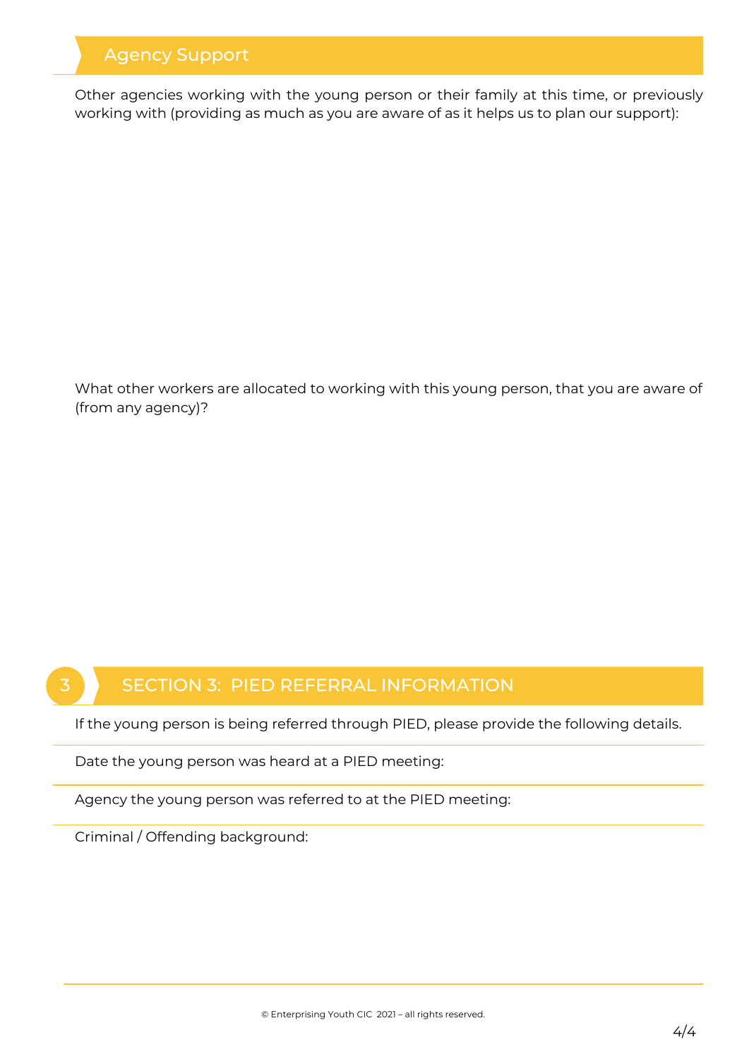## Agency Support

Other agencies working with the young person or their family at this time, or previously working with (providing as much as you are aware of as it helps us to plan our support):

What other workers are allocated to working with this young person, that you are aware of (from any agency)?

## 3 SECTION 3: PIED REFERRAL INFORMATION

If the young person is being referred through PIED, please provide the following details.

Date the young person was heard at a PIED meeting:

Agency the young person was referred to at the PIED meeting:

Criminal / Offending background:

© Enterprising Youth CIC 2021 – all rights reserved.